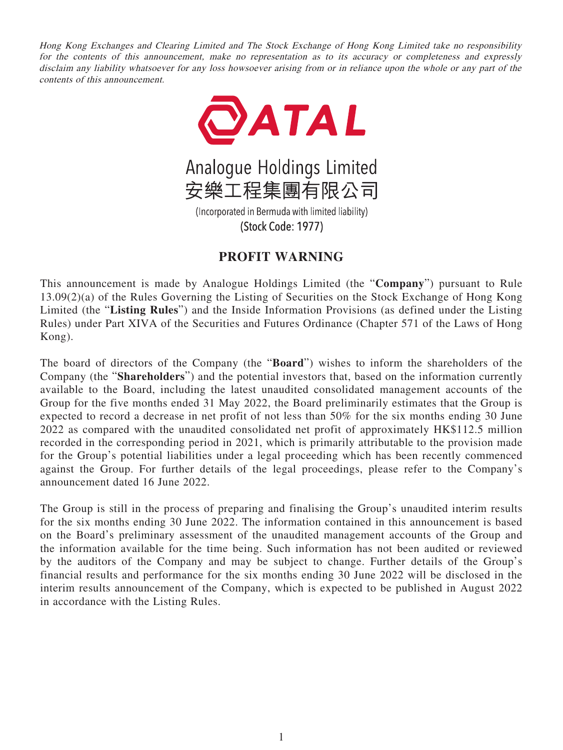*Hong Kong Exchanges and Clearing Limited and The Stock Exchange of Hong Kong Limited take no responsibility for the contents of this announcement, make no representation as to its accuracy or completeness and expressly disclaim any liability whatsoever for any loss howsoever arising from or in reliance upon the whole or any part of the contents of this announcement.*

ATAL

Analogue Holdings Limited
安樂工程集團有限公司

(Incorporated in Bermuda with limited liability)
(Stock Code: 1977)

# PROFIT WARNING

This announcement is made by Analogue Holdings Limited (the "**Company**") pursuant to Rule 13.09(2)(a) of the Rules Governing the Listing of Securities on the Stock Exchange of Hong Kong Limited (the "**Listing Rules**") and the Inside Information Provisions (as defined under the Listing Rules) under Part XIVA of the Securities and Futures Ordinance (Chapter 571 of the Laws of Hong Kong).

The board of directors of the Company (the "**Board**") wishes to inform the shareholders of the Company (the "**Shareholders**") and the potential investors that, based on the information currently available to the Board, including the latest unaudited consolidated management accounts of the Group for the five months ended 31 May 2022, the Board preliminarily estimates that the Group is expected to record a decrease in net profit of not less than 50% for the six months ending 30 June 2022 as compared with the unaudited consolidated net profit of approximately HK$112.5 million recorded in the corresponding period in 2021, which is primarily attributable to the provision made for the Group's potential liabilities under a legal proceeding which has been recently commenced against the Group. For further details of the legal proceedings, please refer to the Company's announcement dated 16 June 2022.

The Group is still in the process of preparing and finalising the Group's unaudited interim results for the six months ending 30 June 2022. The information contained in this announcement is based on the Board's preliminary assessment of the unaudited management accounts of the Group and the information available for the time being. Such information has not been audited or reviewed by the auditors of the Company and may be subject to change. Further details of the Group's financial results and performance for the six months ending 30 June 2022 will be disclosed in the interim results announcement of the Company, which is expected to be published in August 2022 in accordance with the Listing Rules.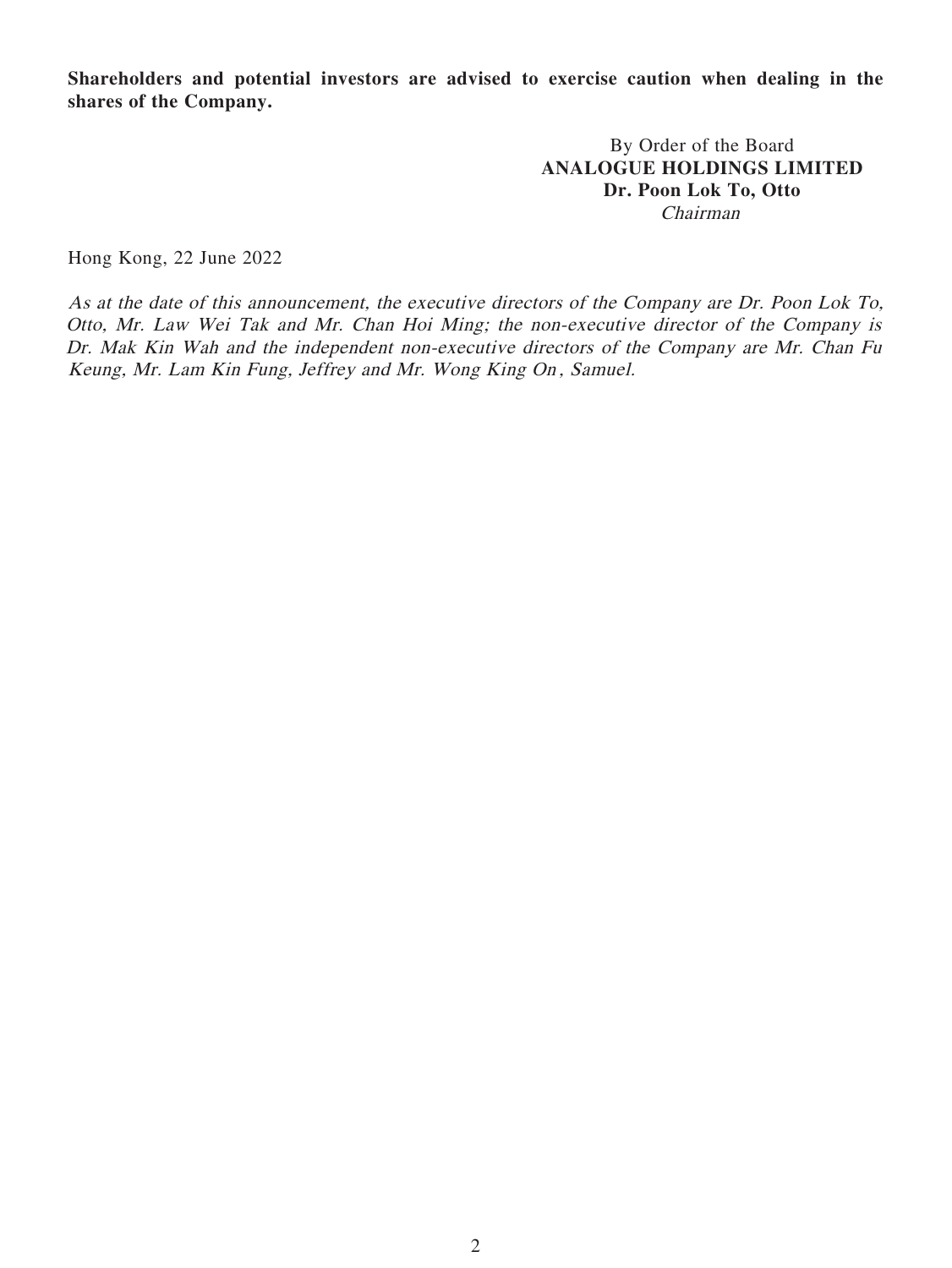**Shareholders and potential investors are advised to exercise caution when dealing in the shares of the Company.**

By Order of the Board  
**ANALOGUE HOLDINGS LIMITED**  
**Dr. Poon Lok To, Otto**  
*Chairman*

Hong Kong, 22 June 2022

*As at the date of this announcement, the executive directors of the Company are Dr. Poon Lok To, Otto, Mr. Law Wei Tak and Mr. Chan Hoi Ming; the non-executive director of the Company is Dr. Mak Kin Wah and the independent non-executive directors of the Company are Mr. Chan Fu Keung, Mr. Lam Kin Fung, Jeffrey and Mr. Wong King On, Samuel.*